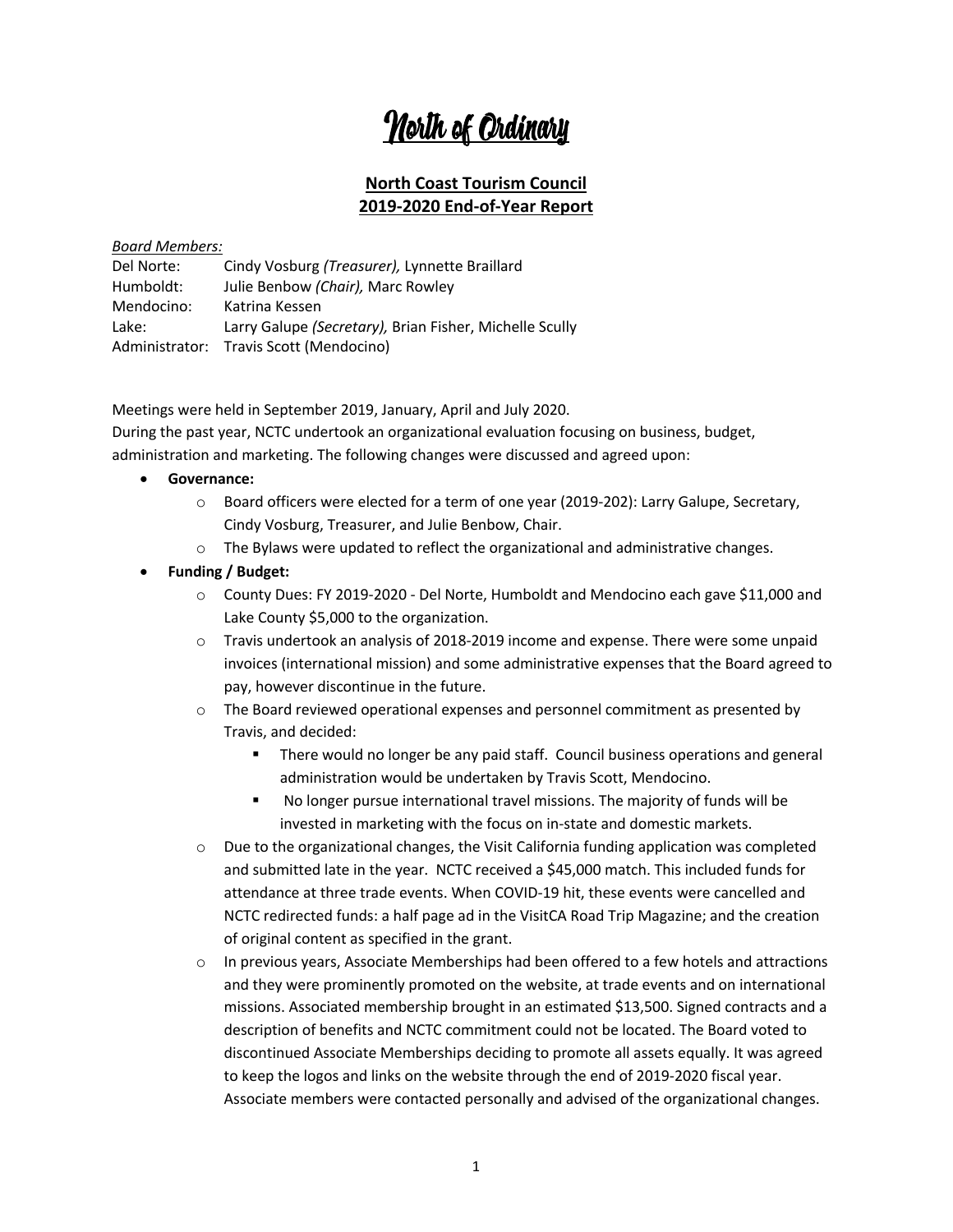# North of Ordinary

## North Coast Tourism Council
## 2019-2020 End-of-Year Report

*Board Members:*

Del Norte: Cindy Vosburg *(Treasurer),* Lynnette Braillard
Humboldt: Julie Benbow *(Chair),* Marc Rowley
Mendocino: Katrina Kessen
Lake: Larry Galupe *(Secretary),* Brian Fisher, Michelle Scully
Administrator: Travis Scott (Mendocino)

Meetings were held in September 2019, January, April and July 2020.
During the past year, NCTC undertook an organizational evaluation focusing on business, budget, administration and marketing. The following changes were discussed and agreed upon:

- **Governance:**
  - Board officers were elected for a term of one year (2019-202): Larry Galupe, Secretary, Cindy Vosburg, Treasurer, and Julie Benbow, Chair.
  - The Bylaws were updated to reflect the organizational and administrative changes.
- **Funding / Budget:**
  - County Dues: FY 2019-2020 - Del Norte, Humboldt and Mendocino each gave $11,000 and Lake County $5,000 to the organization.
  - Travis undertook an analysis of 2018-2019 income and expense. There were some unpaid invoices (international mission) and some administrative expenses that the Board agreed to pay, however discontinue in the future.
  - The Board reviewed operational expenses and personnel commitment as presented by Travis, and decided:
    - There would no longer be any paid staff. Council business operations and general administration would be undertaken by Travis Scott, Mendocino.
    - No longer pursue international travel missions. The majority of funds will be invested in marketing with the focus on in-state and domestic markets.
  - Due to the organizational changes, the Visit California funding application was completed and submitted late in the year. NCTC received a $45,000 match. This included funds for attendance at three trade events. When COVID-19 hit, these events were cancelled and NCTC redirected funds: a half page ad in the VisitCA Road Trip Magazine; and the creation of original content as specified in the grant.
  - In previous years, Associate Memberships had been offered to a few hotels and attractions and they were prominently promoted on the website, at trade events and on international missions. Associated membership brought in an estimated $13,500. Signed contracts and a description of benefits and NCTC commitment could not be located. The Board voted to discontinued Associate Memberships deciding to promote all assets equally. It was agreed to keep the logos and links on the website through the end of 2019-2020 fiscal year. Associate members were contacted personally and advised of the organizational changes.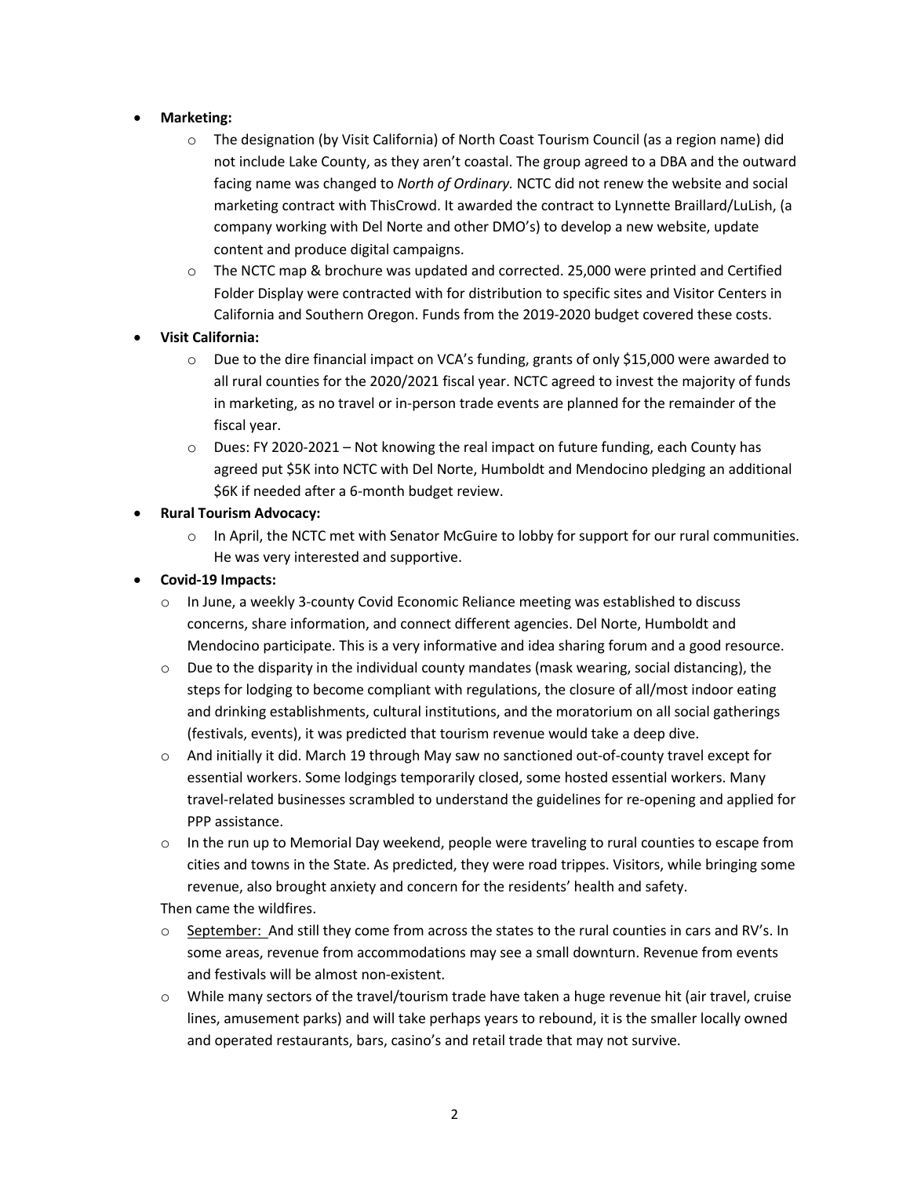- **Marketing:**
    - The designation (by Visit California) of North Coast Tourism Council (as a region name) did not include Lake County, as they aren't coastal. The group agreed to a DBA and the outward facing name was changed to *North of Ordinary.* NCTC did not renew the website and social marketing contract with ThisCrowd. It awarded the contract to Lynnette Braillard/LuLish, (a company working with Del Norte and other DMO's) to develop a new website, update content and produce digital campaigns.
    - The NCTC map & brochure was updated and corrected. 25,000 were printed and Certified Folder Display were contracted with for distribution to specific sites and Visitor Centers in California and Southern Oregon. Funds from the 2019-2020 budget covered these costs.
- **Visit California:**
    - Due to the dire financial impact on VCA's funding, grants of only $15,000 were awarded to all rural counties for the 2020/2021 fiscal year. NCTC agreed to invest the majority of funds in marketing, as no travel or in-person trade events are planned for the remainder of the fiscal year.
    - Dues: FY 2020-2021 – Not knowing the real impact on future funding, each County has agreed put $5K into NCTC with Del Norte, Humboldt and Mendocino pledging an additional $6K if needed after a 6-month budget review.
- **Rural Tourism Advocacy:**
    - In April, the NCTC met with Senator McGuire to lobby for support for our rural communities. He was very interested and supportive.
- **Covid-19 Impacts:**
    - In June, a weekly 3-county Covid Economic Reliance meeting was established to discuss concerns, share information, and connect different agencies. Del Norte, Humboldt and Mendocino participate. This is a very informative and idea sharing forum and a good resource.
    - Due to the disparity in the individual county mandates (mask wearing, social distancing), the steps for lodging to become compliant with regulations, the closure of all/most indoor eating and drinking establishments, cultural institutions, and the moratorium on all social gatherings (festivals, events), it was predicted that tourism revenue would take a deep dive.
    - And initially it did. March 19 through May saw no sanctioned out-of-county travel except for essential workers. Some lodgings temporarily closed, some hosted essential workers. Many travel-related businesses scrambled to understand the guidelines for re-opening and applied for PPP assistance.
    - In the run up to Memorial Day weekend, people were traveling to rural counties to escape from cities and towns in the State. As predicted, they were road trippes. Visitors, while bringing some revenue, also brought anxiety and concern for the residents' health and safety.

    Then came the wildfires.

    - September: And still they come from across the states to the rural counties in cars and RV's. In some areas, revenue from accommodations may see a small downturn. Revenue from events and festivals will be almost non-existent.
    - While many sectors of the travel/tourism trade have taken a huge revenue hit (air travel, cruise lines, amusement parks) and will take perhaps years to rebound, it is the smaller locally owned and operated restaurants, bars, casino's and retail trade that may not survive.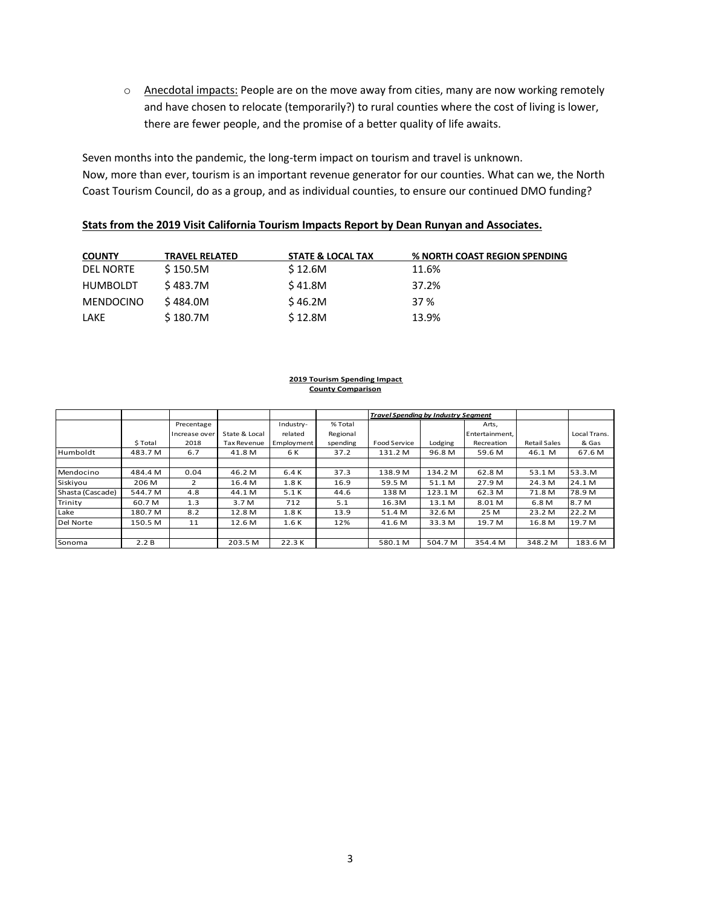- Anecdotal impacts: People are on the move away from cities, many are now working remotely and have chosen to relocate (temporarily?) to rural counties where the cost of living is lower, there are fewer people, and the promise of a better quality of life awaits.

Seven months into the pandemic, the long-term impact on tourism and travel is unknown.
Now, more than ever, tourism is an important revenue generator for our counties. What can we, the North Coast Tourism Council, do as a group, and as individual counties, to ensure our continued DMO funding?

**Stats from the 2019 Visit California Tourism Impacts Report by Dean Runyan and Associates.**

| COUNTY | TRAVEL RELATED | STATE & LOCAL TAX | % NORTH COAST REGION SPENDING |
|---|---|---|---|
| DEL NORTE | $ 150.5M | $ 12.6M | 11.6% |
| HUMBOLDT | $ 483.7M | $ 41.8M | 37.2% |
| MENDOCINO | $ 484.0M | $ 46.2M | 37 % |
| LAKE | $ 180.7M | $ 12.8M | 13.9% |

**2019 Tourism Spending Impact**
**County Comparison**

| | | | | | | *Travel Spending by Industry Segment* | | | | |
|---|---|---|---|---|---|---|---|---|---|---|
| | $ Total | Precentage Increase over 2018 | State & Local Tax Revenue | Industry-related Employment | % Total Regional spending | Food Service | Lodging | Arts, Entertainment, Recreation | Retail Sales | Local Trans. & Gas |
| Humboldt | 483.7 M | 6.7 | 41.8 M | 6 K | 37.2 | 131.2 M | 96.8 M | 59.6 M | 46.1 M | 67.6 M |
| | | | | | | | | | | |
| Mendocino | 484.4 M | 0.04 | 46.2 M | 6.4 K | 37.3 | 138.9 M | 134.2 M | 62.8 M | 53.1 M | 53.3.M |
| Siskiyou | 206 M | 2 | 16.4 M | 1.8 K | 16.9 | 59.5 M | 51.1 M | 27.9 M | 24.3 M | 24.1 M |
| Shasta (Cascade) | 544.7 M | 4.8 | 44.1 M | 5.1 K | 44.6 | 138 M | 123.1 M | 62.3 M | 71.8 M | 78.9 M |
| Trinity | 60.7 M | 1.3 | 3.7 M | 712 | 5.1 | 16.3M | 13.1 M | 8.01 M | 6.8 M | 8.7 M |
| Lake | 180.7 M | 8.2 | 12.8 M | 1.8 K | 13.9 | 51.4 M | 32.6 M | 25 M | 23.2 M | 22.2 M |
| Del Norte | 150.5 M | 11 | 12.6 M | 1.6 K | 12% | 41.6 M | 33.3 M | 19.7 M | 16.8 M | 19.7 M |
| | | | | | | | | | | |
| Sonoma | 2.2 B | | 203.5 M | 22.3 K | | 580.1 M | 504.7 M | 354.4 M | 348.2 M | 183.6 M |